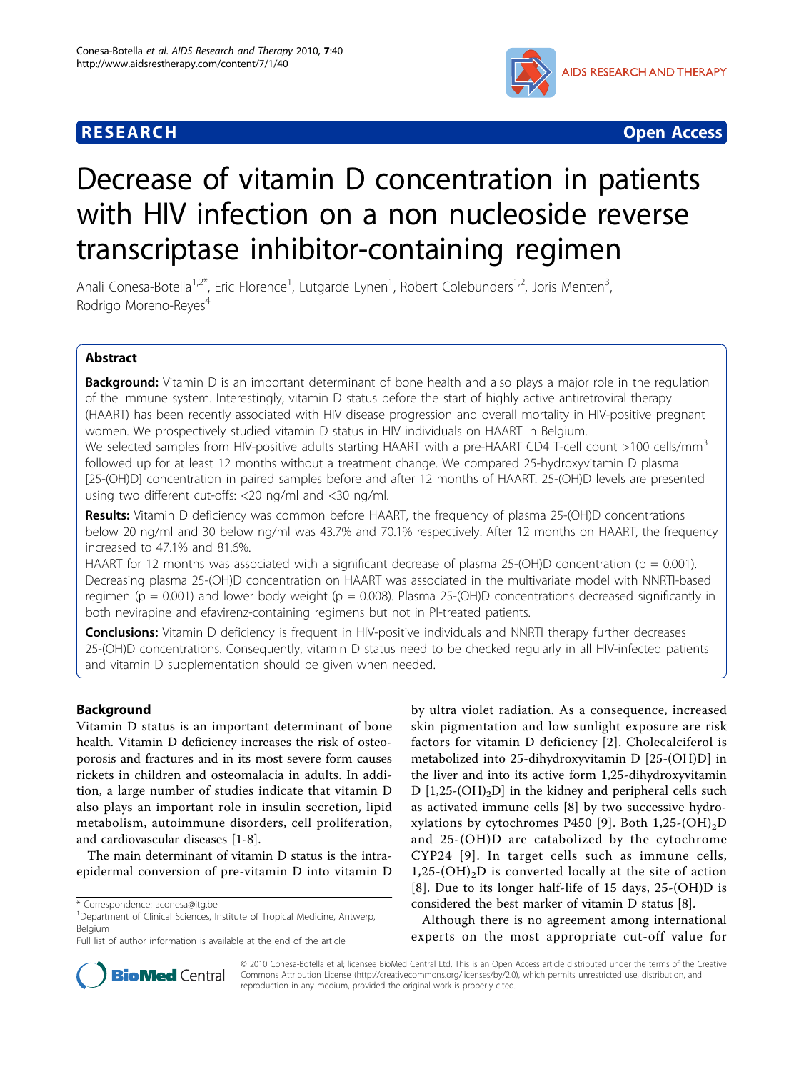# RESEARCH

# Decrease of vitamin D concentration in patients with HIV infection on a non nucleoside reverse transcriptase inhibitor-containing regimen

Anali Conesa-Botella[1,2*], Eric Florence[1], Lutgarde Lynen[1], Robert Colebunders[1,2], Joris Menten[3], Rodrigo Moreno-Reyes[4]

## Abstract

**Background:** Vitamin D is an important determinant of bone health and also plays a major role in the regulation of the immune system. Interestingly, vitamin D status before the start of highly active antiretroviral therapy (HAART) has been recently associated with HIV disease progression and overall mortality in HIV-positive pregnant women. We prospectively studied vitamin D status in HIV individuals on HAART in Belgium.

We selected samples from HIV-positive adults starting HAART with a pre-HAART CD4 T-cell count >100 cells/mm$^3$ followed up for at least 12 months without a treatment change. We compared 25-hydroxyvitamin D plasma [25-(OH)D] concentration in paired samples before and after 12 months of HAART. 25-(OH)D levels are presented using two different cut-offs: <20 ng/ml and <30 ng/ml.

**Results:** Vitamin D deficiency was common before HAART, the frequency of plasma 25-(OH)D concentrations below 20 ng/ml and 30 below ng/ml was 43.7% and 70.1% respectively. After 12 months on HAART, the frequency increased to 47.1% and 81.6%.

HAART for 12 months was associated with a significant decrease of plasma 25-(OH)D concentration ($p = 0.001$). Decreasing plasma 25-(OH)D concentration on HAART was associated in the multivariate model with NNRTI-based regimen ($p = 0.001$) and lower body weight ($p = 0.008$). Plasma 25-(OH)D concentrations decreased significantly in both nevirapine and efavirenz-containing regimens but not in PI-treated patients.

**Conclusions:** Vitamin D deficiency is frequent in HIV-positive individuals and NNRTI therapy further decreases 25-(OH)D concentrations. Consequently, vitamin D status need to be checked regularly in all HIV-infected patients and vitamin D supplementation should be given when needed.

## Background

Vitamin D status is an important determinant of bone health. Vitamin D deficiency increases the risk of osteoporosis and fractures and in its most severe form causes rickets in children and osteomalacia in adults. In addition, a large number of studies indicate that vitamin D also plays an important role in insulin secretion, lipid metabolism, autoimmune disorders, cell proliferation, and cardiovascular diseases [1-8].

The main determinant of vitamin D status is the intra-epidermal conversion of pre-vitamin D into vitamin D by ultra violet radiation. As a consequence, increased skin pigmentation and low sunlight exposure are risk factors for vitamin D deficiency [2]. Cholecalciferol is metabolized into 25-dihydroxyvitamin D [25-(OH)D] in the liver and into its active form 1,25-dihydroxyvitamin D [1,25-$(OH)_2$D] in the kidney and peripheral cells such as activated immune cells [8] by two successive hydroxylations by cytochromes P450 [9]. Both 1,25-$(OH)_2$D and 25-(OH)D are catabolized by the cytochrome CYP24 [9]. In target cells such as immune cells, 1,25-$(OH)_2$D is converted locally at the site of action [8]. Due to its longer half-life of 15 days, 25-(OH)D is considered the best marker of vitamin D status [8].

Although there is no agreement among international experts on the most appropriate cut-off value for

\* Correspondence: aconesa@itg.be
[1]Department of Clinical Sciences, Institute of Tropical Medicine, Antwerp, Belgium
Full list of author information is available at the end of the article

© 2010 Conesa-Botella et al; licensee BioMed Central Ltd. This is an Open Access article distributed under the terms of the Creative Commons Attribution License (http://creativecommons.org/licenses/by/2.0), which permits unrestricted use, distribution, and reproduction in any medium, provided the original work is properly cited.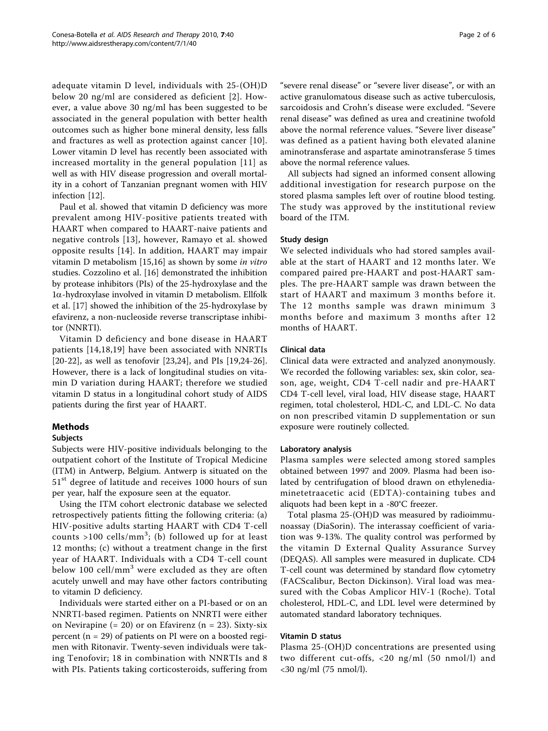adequate vitamin D level, individuals with 25-(OH)D below 20 ng/ml are considered as deficient [2]. However, a value above 30 ng/ml has been suggested to be associated in the general population with better health outcomes such as higher bone mineral density, less falls and fractures as well as protection against cancer [10]. Lower vitamin D level has recently been associated with increased mortality in the general population [11] as well as with HIV disease progression and overall mortality in a cohort of Tanzanian pregnant women with HIV infection [12].

Paul et al. showed that vitamin D deficiency was more prevalent among HIV-positive patients treated with HAART when compared to HAART-naive patients and negative controls [13], however, Ramayo et al. showed opposite results [14]. In addition, HAART may impair vitamin D metabolism [15,16] as shown by some *in vitro* studies. Cozzolino et al. [16] demonstrated the inhibition by protease inhibitors (PIs) of the 25-hydroxylase and the 1α-hydroxylase involved in vitamin D metabolism. Ellfolk et al. [17] showed the inhibition of the 25-hydroxylase by efavirenz, a non-nucleoside reverse transcriptase inhibitor (NNRTI).

Vitamin D deficiency and bone disease in HAART patients [14,18,19] have been associated with NNRTIs [20-22], as well as tenofovir [23,24], and PIs [19,24-26]. However, there is a lack of longitudinal studies on vitamin D variation during HAART; therefore we studied vitamin D status in a longitudinal cohort study of AIDS patients during the first year of HAART.

## Methods

### Subjects

Subjects were HIV-positive individuals belonging to the outpatient cohort of the Institute of Tropical Medicine (ITM) in Antwerp, Belgium. Antwerp is situated on the 51st degree of latitude and receives 1000 hours of sun per year, half the exposure seen at the equator.

Using the ITM cohort electronic database we selected retrospectively patients fitting the following criteria: (a) HIV-positive adults starting HAART with CD4 T-cell counts >100 cells/mm$^3$; (b) followed up for at least 12 months; (c) without a treatment change in the first year of HAART. Individuals with a CD4 T-cell count below 100 cell/mm$^3$ were excluded as they are often acutely unwell and may have other factors contributing to vitamin D deficiency.

Individuals were started either on a PI-based or on an NNRTI-based regimen. Patients on NNRTI were either on Nevirapine (= 20) or on Efavirenz (n = 23). Sixty-six percent (n = 29) of patients on PI were on a boosted regimen with Ritonavir. Twenty-seven individuals were taking Tenofovir; 18 in combination with NNRTIs and 8 with PIs. Patients taking corticosteroids, suffering from "severe renal disease" or "severe liver disease", or with an active granulomatous disease such as active tuberculosis, sarcoidosis and Crohn's disease were excluded. "Severe renal disease" was defined as urea and creatinine twofold above the normal reference values. "Severe liver disease" was defined as a patient having both elevated alanine aminotransferase and aspartate aminotransferase 5 times above the normal reference values.

All subjects had signed an informed consent allowing additional investigation for research purpose on the stored plasma samples left over of routine blood testing. The study was approved by the institutional review board of the ITM.

### Study design

We selected individuals who had stored samples available at the start of HAART and 12 months later. We compared paired pre-HAART and post-HAART samples. The pre-HAART sample was drawn between the start of HAART and maximum 3 months before it. The 12 months sample was drawn minimum 3 months before and maximum 3 months after 12 months of HAART.

### Clinical data

Clinical data were extracted and analyzed anonymously. We recorded the following variables: sex, skin color, season, age, weight, CD4 T-cell nadir and pre-HAART CD4 T-cell level, viral load, HIV disease stage, HAART regimen, total cholesterol, HDL-C, and LDL-C. No data on non prescribed vitamin D supplementation or sun exposure were routinely collected.

### Laboratory analysis

Plasma samples were selected among stored samples obtained between 1997 and 2009. Plasma had been isolated by centrifugation of blood drawn on ethylenediaminetetraacetic acid (EDTA)-containing tubes and aliquots had been kept in a -80°C freezer.

Total plasma 25-(OH)D was measured by radioimmunoassay (DiaSorin). The interassay coefficient of variation was 9-13%. The quality control was performed by the vitamin D External Quality Assurance Survey (DEQAS). All samples were measured in duplicate. CD4 T-cell count was determined by standard flow cytometry (FACScalibur, Becton Dickinson). Viral load was measured with the Cobas Amplicor HIV-1 (Roche). Total cholesterol, HDL-C, and LDL level were determined by automated standard laboratory techniques.

### Vitamin D status

Plasma 25-(OH)D concentrations are presented using two different cut-offs, <20 ng/ml (50 nmol/l) and <30 ng/ml (75 nmol/l).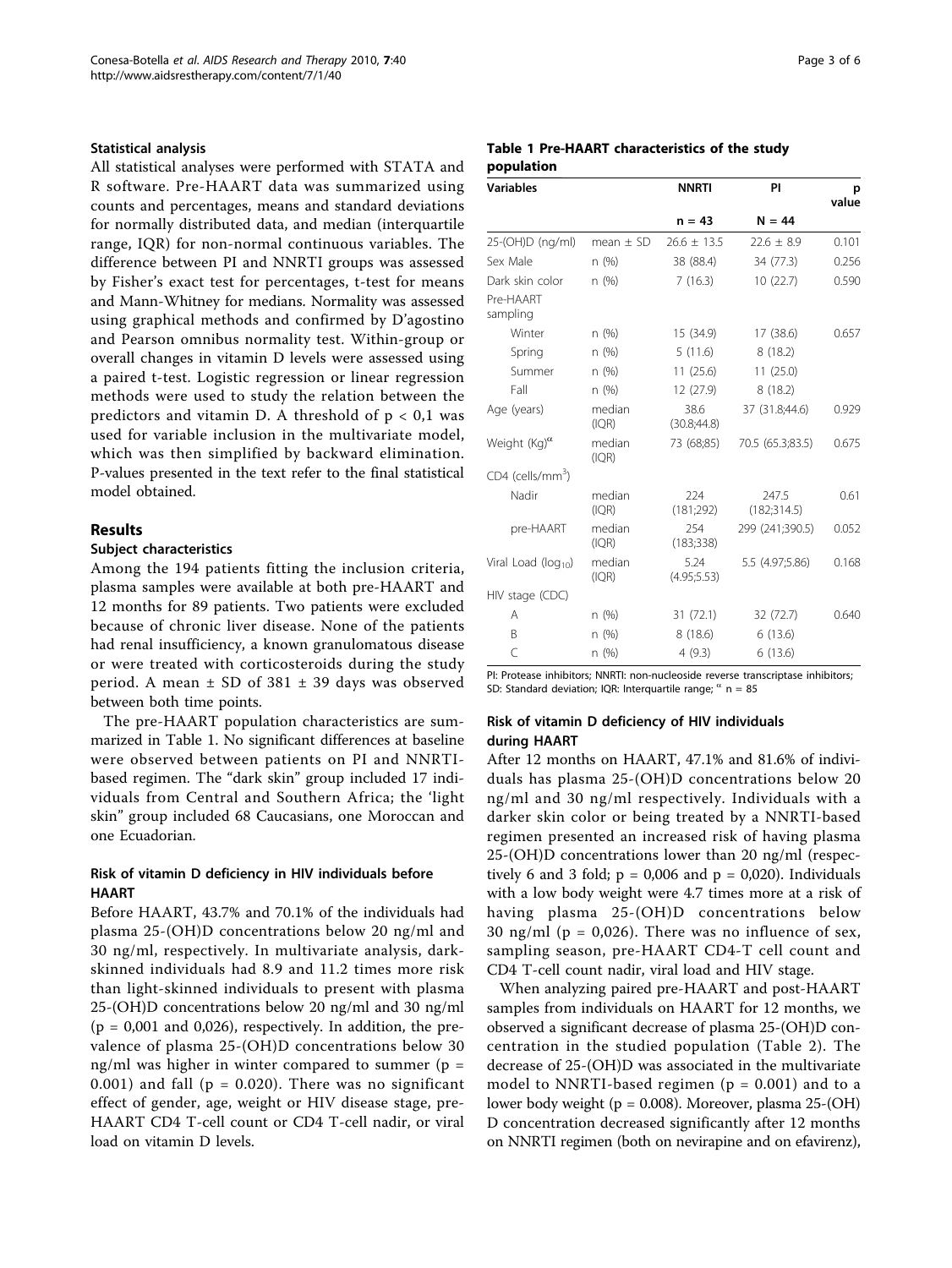## Statistical analysis

All statistical analyses were performed with STATA and R software. Pre-HAART data was summarized using counts and percentages, means and standard deviations for normally distributed data, and median (interquartile range, IQR) for non-normal continuous variables. The difference between PI and NNRTI groups was assessed by Fisher's exact test for percentages, t-test for means and Mann-Whitney for medians. Normality was assessed using graphical methods and confirmed by D'agostino and Pearson omnibus normality test. Within-group or overall changes in vitamin D levels were assessed using a paired t-test. Logistic regression or linear regression methods were used to study the relation between the predictors and vitamin D. A threshold of $p < 0,1$ was used for variable inclusion in the multivariate model, which was then simplified by backward elimination. P-values presented in the text refer to the final statistical model obtained.

# Results

## Subject characteristics

Among the 194 patients fitting the inclusion criteria, plasma samples were available at both pre-HAART and 12 months for 89 patients. Two patients were excluded because of chronic liver disease. None of the patients had renal insufficiency, a known granulomatous disease or were treated with corticosteroids during the study period. A mean ± SD of 381 ± 39 days was observed between both time points.

The pre-HAART population characteristics are summarized in Table 1. No significant differences at baseline were observed between patients on PI and NNRTI-based regimen. The "dark skin" group included 17 individuals from Central and Southern Africa; the 'light skin" group included 68 Caucasians, one Moroccan and one Ecuadorian.

**Table 1 Pre-HAART characteristics of the study population**

| Variables | | NNRTI | PI | p value |
|---|---|---|---|---|
| | | n = 43 | N = 44 | |
| 25-(OH)D (ng/ml) | mean ± SD | 26.6 ± 13.5 | 22.6 ± 8.9 | 0.101 |
| Sex Male | n (%) | 38 (88.4) | 34 (77.3) | 0.256 |
| Dark skin color | n (%) | 7 (16.3) | 10 (22.7) | 0.590 |
| Pre-HAART sampling | | | | |
| Winter | n (%) | 15 (34.9) | 17 (38.6) | 0.657 |
| Spring | n (%) | 5 (11.6) | 8 (18.2) | |
| Summer | n (%) | 11 (25.6) | 11 (25.0) | |
| Fall | n (%) | 12 (27.9) | 8 (18.2) | |
| Age (years) | median (IQR) | 38.6 (30.8;44.8) | 37 (31.8;44.6) | 0.929 |
| Weight (Kg)[α] | median (IQR) | 73 (68;85) | 70.5 (65.3;83.5) | 0.675 |
| CD4 (cells/mm$^3$) | | | | |
| Nadir | median (IQR) | 224 (181;292) | 247.5 (182;314.5) | 0.61 |
| pre-HAART | median (IQR) | 254 (183;338) | 299 (241;390.5) | 0.052 |
| Viral Load ($\log_{10}$) | median (IQR) | 5.24 (4.95;5.53) | 5.5 (4.97;5.86) | 0.168 |
| HIV stage (CDC) | | | | |
| A | n (%) | 31 (72.1) | 32 (72.7) | 0.640 |
| B | n (%) | 8 (18.6) | 6 (13.6) | |
| C | n (%) | 4 (9.3) | 6 (13.6) | |

PI: Protease inhibitors; NNRTI: non-nucleoside reverse transcriptase inhibitors; SD: Standard deviation; IQR: Interquartile range; [α] n = 85

## Risk of vitamin D deficiency in HIV individuals before HAART

Before HAART, 43.7% and 70.1% of the individuals had plasma 25-(OH)D concentrations below 20 ng/ml and 30 ng/ml, respectively. In multivariate analysis, dark-skinned individuals had 8.9 and 11.2 times more risk than light-skinned individuals to present with plasma 25-(OH)D concentrations below 20 ng/ml and 30 ng/ml ($p = 0,001$ and 0,026), respectively. In addition, the prevalence of plasma 25-(OH)D concentrations below 30 ng/ml was higher in winter compared to summer ($p = 0.001$) and fall ($p = 0.020$). There was no significant effect of gender, age, weight or HIV disease stage, pre-HAART CD4 T-cell count or CD4 T-cell nadir, or viral load on vitamin D levels.

## Risk of vitamin D deficiency of HIV individuals during HAART

After 12 months on HAART, 47.1% and 81.6% of individuals has plasma 25-(OH)D concentrations below 20 ng/ml and 30 ng/ml respectively. Individuals with a darker skin color or being treated by a NNRTI-based regimen presented an increased risk of having plasma 25-(OH)D concentrations lower than 20 ng/ml (respectively 6 and 3 fold; $p = 0,006$ and $p = 0,020$). Individuals with a low body weight were 4.7 times more at a risk of having plasma 25-(OH)D concentrations below 30 ng/ml ($p = 0,026$). There was no influence of sex, sampling season, pre-HAART CD4-T cell count and CD4 T-cell count nadir, viral load and HIV stage.

When analyzing paired pre-HAART and post-HAART samples from individuals on HAART for 12 months, we observed a significant decrease of plasma 25-(OH)D concentration in the studied population (Table 2). The decrease of 25-(OH)D was associated in the multivariate model to NNRTI-based regimen ($p = 0.001$) and to a lower body weight ($p = 0.008$). Moreover, plasma 25-(OH) D concentration decreased significantly after 12 months on NNRTI regimen (both on nevirapine and on efavirenz),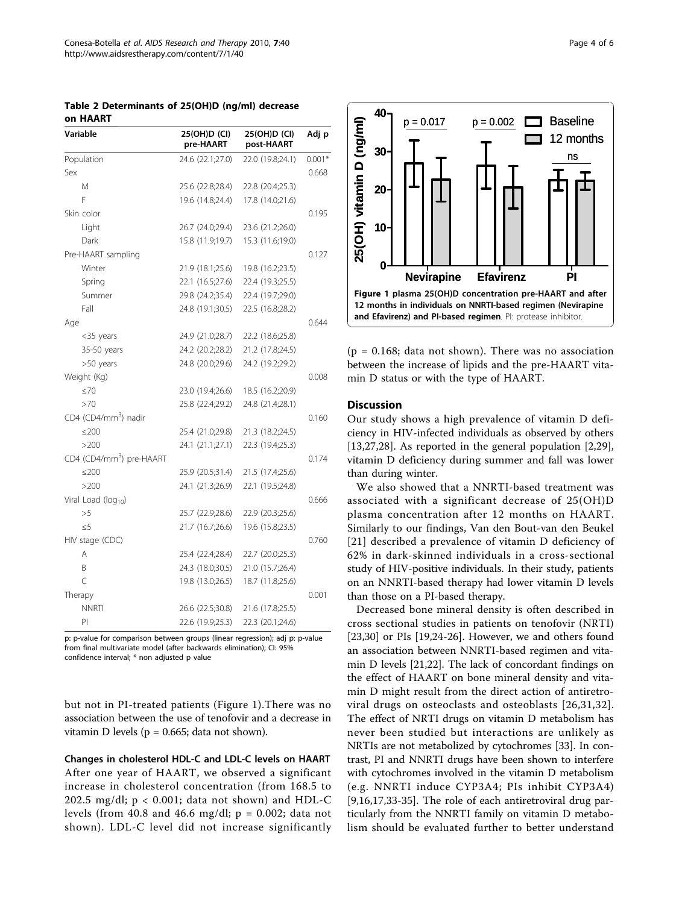**Table 2 Determinants of 25(OH)D (ng/ml) decrease on HAART**

| Variable | 25(OH)D (CI) pre-HAART | 25(OH)D (CI) post-HAART | Adj p |
|---|---|---|---|
| Population | 24.6 (22.1;27.0) | 22.0 (19.8;24.1) | 0.001* |
| Sex | | | 0.668 |
| M | 25.6 (22.8;28.4) | 22.8 (20.4;25.3) | |
| F | 19.6 (14.8;24.4) | 17.8 (14.0;21.6) | |
| Skin color | | | 0.195 |
| Light | 26.7 (24.0;29.4) | 23.6 (21.2;26.0) | |
| Dark | 15.8 (11.9;19.7) | 15.3 (11.6;19.0) | |
| Pre-HAART sampling | | | 0.127 |
| Winter | 21.9 (18.1;25.6) | 19.8 (16.2;23.5) | |
| Spring | 22.1 (16.5;27.6) | 22.4 (19.3;25.5) | |
| Summer | 29.8 (24.2;35.4) | 22.4 (19.7;29.0) | |
| Fall | 24.8 (19.1;30.5) | 22.5 (16.8;28.2) | |
| Age | | | 0.644 |
| <35 years | 24.9 (21.0;28.7) | 22.2 (18.6;25.8) | |
| 35-50 years | 24.2 (20.2;28.2) | 21.2 (17.8;24.5) | |
| >50 years | 24.8 (20.0;29.6) | 24.2 (19.2;29.2) | |
| Weight (Kg) | | | 0.008 |
| ≤70 | 23.0 (19.4;26.6) | 18.5 (16.2;20.9) | |
| >70 | 25.8 (22.4;29.2) | 24.8 (21.4;28.1) | |
| CD4 (CD4/mm$^3$) nadir | | | 0.160 |
| ≤200 | 25.4 (21.0;29.8) | 21.3 (18.2;24.5) | |
| >200 | 24.1 (21.1;27.1) | 22.3 (19.4;25.3) | |
| CD4 (CD4/mm$^3$) pre-HAART | | | 0.174 |
| ≤200 | 25.9 (20.5;31.4) | 21.5 (17.4;25.6) | |
| >200 | 24.1 (21.3;26.9) | 22.1 (19.5;24.8) | |
| Viral Load ($\log_{10}$) | | | 0.666 |
| >5 | 25.7 (22.9;28.6) | 22.9 (20.3;25.6) | |
| ≤5 | 21.7 (16.7;26.6) | 19.6 (15.8;23.5) | |
| HIV stage (CDC) | | | 0.760 |
| A | 25.4 (22.4;28.4) | 22.7 (20.0;25.3) | |
| B | 24.3 (18.0;30.5) | 21.0 (15.7;26.4) | |
| C | 19.8 (13.0;26.5) | 18.7 (11.8;25.6) | |
| Therapy | | | 0.001 |
| NNRTI | 26.6 (22.5;30.8) | 21.6 (17.8;25.5) | |
| PI | 22.6 (19.9;25.3) | 22.3 (20.1;24.6) | |

p: p-value for comparison between groups (linear regression); adj p: p-value from final multivariate model (after backwards elimination); CI: 95% confidence interval; * non adjusted p value

but not in PI-treated patients (Figure 1).There was no association between the use of tenofovir and a decrease in vitamin D levels (p = 0.665; data not shown).

### Changes in cholesterol HDL-C and LDL-C levels on HAART

After one year of HAART, we observed a significant increase in cholesterol concentration (from 168.5 to 202.5 mg/dl; $p < 0.001$; data not shown) and HDL-C levels (from 40.8 and 46.6 mg/dl; $p = 0.002$; data not shown). LDL-C level did not increase significantly ($p = 0.168$; data not shown). There was no association between the increase of lipids and the pre-HAART vitamin D status or with the type of HAART.

**Figure 1 plasma 25(OH)D concentration pre-HAART and after 12 months in individuals on NNRTI-based regimen (Nevirapine and Efavirenz) and PI-based regimen**. PI: protease inhibitor.

## Discussion

Our study shows a high prevalence of vitamin D deficiency in HIV-infected individuals as observed by others [13,27,28]. As reported in the general population [2,29], vitamin D deficiency during summer and fall was lower than during winter.

We also showed that a NNRTI-based treatment was associated with a significant decrease of 25(OH)D plasma concentration after 12 months on HAART. Similarly to our findings, Van den Bout-van den Beukel [21] described a prevalence of vitamin D deficiency of 62% in dark-skinned individuals in a cross-sectional study of HIV-positive individuals. In their study, patients on an NNRTI-based therapy had lower vitamin D levels than those on a PI-based therapy.

Decreased bone mineral density is often described in cross sectional studies in patients on tenofovir (NRTI) [23,30] or PIs [19,24-26]. However, we and others found an association between NNRTI-based regimen and vitamin D levels [21,22]. The lack of concordant findings on the effect of HAART on bone mineral density and vitamin D might result from the direct action of antiretroviral drugs on osteoclasts and osteoblasts [26,31,32]. The effect of NRTI drugs on vitamin D metabolism has never been studied but interactions are unlikely as NRTIs are not metabolized by cytochromes [33]. In contrast, PI and NNRTI drugs have been shown to interfere with cytochromes involved in the vitamin D metabolism (e.g. NNRTI induce CYP3A4; PIs inhibit CYP3A4) [9,16,17,33-35]. The role of each antiretroviral drug particularly from the NNRTI family on vitamin D metabolism should be evaluated further to better understand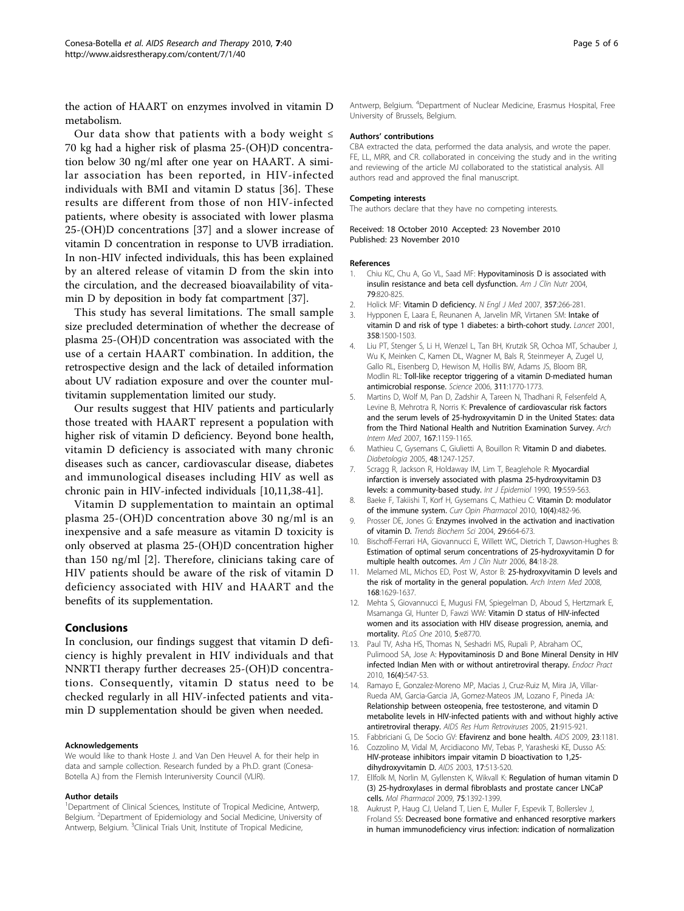the action of HAART on enzymes involved in vitamin D metabolism.

Our data show that patients with a body weight ≤ 70 kg had a higher risk of plasma 25-(OH)D concentration below 30 ng/ml after one year on HAART. A similar association has been reported, in HIV-infected individuals with BMI and vitamin D status [36]. These results are different from those of non HIV-infected patients, where obesity is associated with lower plasma 25-(OH)D concentrations [37] and a slower increase of vitamin D concentration in response to UVB irradiation. In non-HIV infected individuals, this has been explained by an altered release of vitamin D from the skin into the circulation, and the decreased bioavailability of vitamin D by deposition in body fat compartment [37].

This study has several limitations. The small sample size precluded determination of whether the decrease of plasma 25-(OH)D concentration was associated with the use of a certain HAART combination. In addition, the retrospective design and the lack of detailed information about UV radiation exposure and over the counter multivitamin supplementation limited our study.

Our results suggest that HIV patients and particularly those treated with HAART represent a population with higher risk of vitamin D deficiency. Beyond bone health, vitamin D deficiency is associated with many chronic diseases such as cancer, cardiovascular disease, diabetes and immunological diseases including HIV as well as chronic pain in HIV-infected individuals [10,11,38-41].

Vitamin D supplementation to maintain an optimal plasma 25-(OH)D concentration above 30 ng/ml is an inexpensive and a safe measure as vitamin D toxicity is only observed at plasma 25-(OH)D concentration higher than 150 ng/ml [2]. Therefore, clinicians taking care of HIV patients should be aware of the risk of vitamin D deficiency associated with HIV and HAART and the benefits of its supplementation.

## Conclusions

In conclusion, our findings suggest that vitamin D deficiency is highly prevalent in HIV individuals and that NNRTI therapy further decreases 25-(OH)D concentrations. Consequently, vitamin D status need to be checked regularly in all HIV-infected patients and vitamin D supplementation should be given when needed.

#### Acknowledgements

We would like to thank Hoste J. and Van Den Heuvel A. for their help in data and sample collection. Research funded by a Ph.D. grant (Conesa-Botella A.) from the Flemish Interuniversity Council (VLIR).

#### Author details

[1]Department of Clinical Sciences, Institute of Tropical Medicine, Antwerp, Belgium. [2]Department of Epidemiology and Social Medicine, University of Antwerp, Belgium. [3]Clinical Trials Unit, Institute of Tropical Medicine, Antwerp, Belgium. [4]Department of Nuclear Medicine, Erasmus Hospital, Free University of Brussels, Belgium.

#### Authors' contributions

CBA extracted the data, performed the data analysis, and wrote the paper. FE, LL, MRR, and CR. collaborated in conceiving the study and in the writing and reviewing of the article MJ collaborated to the statistical analysis. All authors read and approved the final manuscript.

#### Competing interests

The authors declare that they have no competing interests.

Received: 18 October 2010 Accepted: 23 November 2010
Published: 23 November 2010

#### References

1. Chiu KC, Chu A, Go VL, Saad MF: **Hypovitaminosis D is associated with insulin resistance and beta cell dysfunction.** *Am J Clin Nutr* 2004, **79**:820-825.
2. Holick MF: **Vitamin D deficiency.** *N Engl J Med* 2007, **357**:266-281.
3. Hypponen E, Laara E, Reunanen A, Jarvelin MR, Virtanen SM: **Intake of vitamin D and risk of type 1 diabetes: a birth-cohort study.** *Lancet* 2001, **358**:1500-1503.
4. Liu PT, Stenger S, Li H, Wenzel L, Tan BH, Krutzik SR, Ochoa MT, Schauber J, Wu K, Meinken C, Kamen DL, Wagner M, Bals R, Steinmeyer A, Zugel U, Gallo RL, Eisenberg D, Hewison M, Hollis BW, Adams JS, Bloom BR, Modlin RL: **Toll-like receptor triggering of a vitamin D-mediated human antimicrobial response.** *Science* 2006, **311**:1770-1773.
5. Martins D, Wolf M, Pan D, Zadshir A, Tareen N, Thadhani R, Felsenfeld A, Levine B, Mehrotra R, Norris K: **Prevalence of cardiovascular risk factors and the serum levels of 25-hydroxyvitamin D in the United States: data from the Third National Health and Nutrition Examination Survey.** *Arch Intern Med* 2007, **167**:1159-1165.
6. Mathieu C, Gysemans C, Giulietti A, Bouillon R: **Vitamin D and diabetes.** *Diabetologia* 2005, **48**:1247-1257.
7. Scragg R, Jackson R, Holdaway IM, Lim T, Beaglehole R: **Myocardial infarction is inversely associated with plasma 25-hydroxyvitamin D3 levels: a community-based study.** *Int J Epidemiol* 1990, **19**:559-563.
8. Baeke F, Takiishi T, Korf H, Gysemans C, Mathieu C: **Vitamin D: modulator of the immune system.** *Curr Opin Pharmacol* 2010, **10(4)**:482-96.
9. Prosser DE, Jones G: **Enzymes involved in the activation and inactivation of vitamin D.** *Trends Biochem Sci* 2004, **29**:664-673.
10. Bischoff-Ferrari HA, Giovannucci E, Willett WC, Dietrich T, Dawson-Hughes B: **Estimation of optimal serum concentrations of 25-hydroxyvitamin D for multiple health outcomes.** *Am J Clin Nutr* 2006, **84**:18-28.
11. Melamed ML, Michos ED, Post W, Astor B: **25-hydroxyvitamin D levels and the risk of mortality in the general population.** *Arch Intern Med* 2008, **168**:1629-1637.
12. Mehta S, Giovannucci E, Mugusi FM, Spiegelman D, Aboud S, Hertzmark E, Msamanga GI, Hunter D, Fawzi WW: **Vitamin D status of HIV-infected women and its association with HIV disease progression, anemia, and mortality.** *PLoS One* 2010, **5**:e8770.
13. Paul TV, Asha HS, Thomas N, Seshadri MS, Rupali P, Abraham OC, Pulimood SA, Jose A: **Hypovitaminosis D and Bone Mineral Density in HIV infected Indian Men with or without antiretroviral therapy.** *Endocr Pract* 2010, **16(4)**:547-53.
14. Ramayo E, Gonzalez-Moreno MP, Macias J, Cruz-Ruiz M, Mira JA, Villar-Rueda AM, Garcia-Garcia JA, Gomez-Mateos JM, Lozano F, Pineda JA: **Relationship between osteopenia, free testosterone, and vitamin D metabolite levels in HIV-infected patients with and without highly active antiretroviral therapy.** *AIDS Res Hum Retroviruses* 2005, **21**:915-921.
15. Fabbriciani G, De Socio GV: **Efavirenz and bone health.** *AIDS* 2009, **23**:1181.
16. Cozzolino M, Vidal M, Arcidiacono MV, Tebas P, Yarasheski KE, Dusso AS: **HIV-protease inhibitors impair vitamin D bioactivation to 1,25-dihydroxyvitamin D.** *AIDS* 2003, **17**:513-520.
17. Ellfolk M, Norlin M, Gyllensten K, Wikvall K: **Regulation of human vitamin D (3) 25-hydroxylases in dermal fibroblasts and prostate cancer LNCaP cells.** *Mol Pharmacol* 2009, **75**:1392-1399.
18. Aukrust P, Haug CJ, Ueland T, Lien E, Muller F, Espevik T, Bollerslev J, Froland SS: **Decreased bone formative and enhanced resorptive markers in human immunodeficiency virus infection: indication of normalization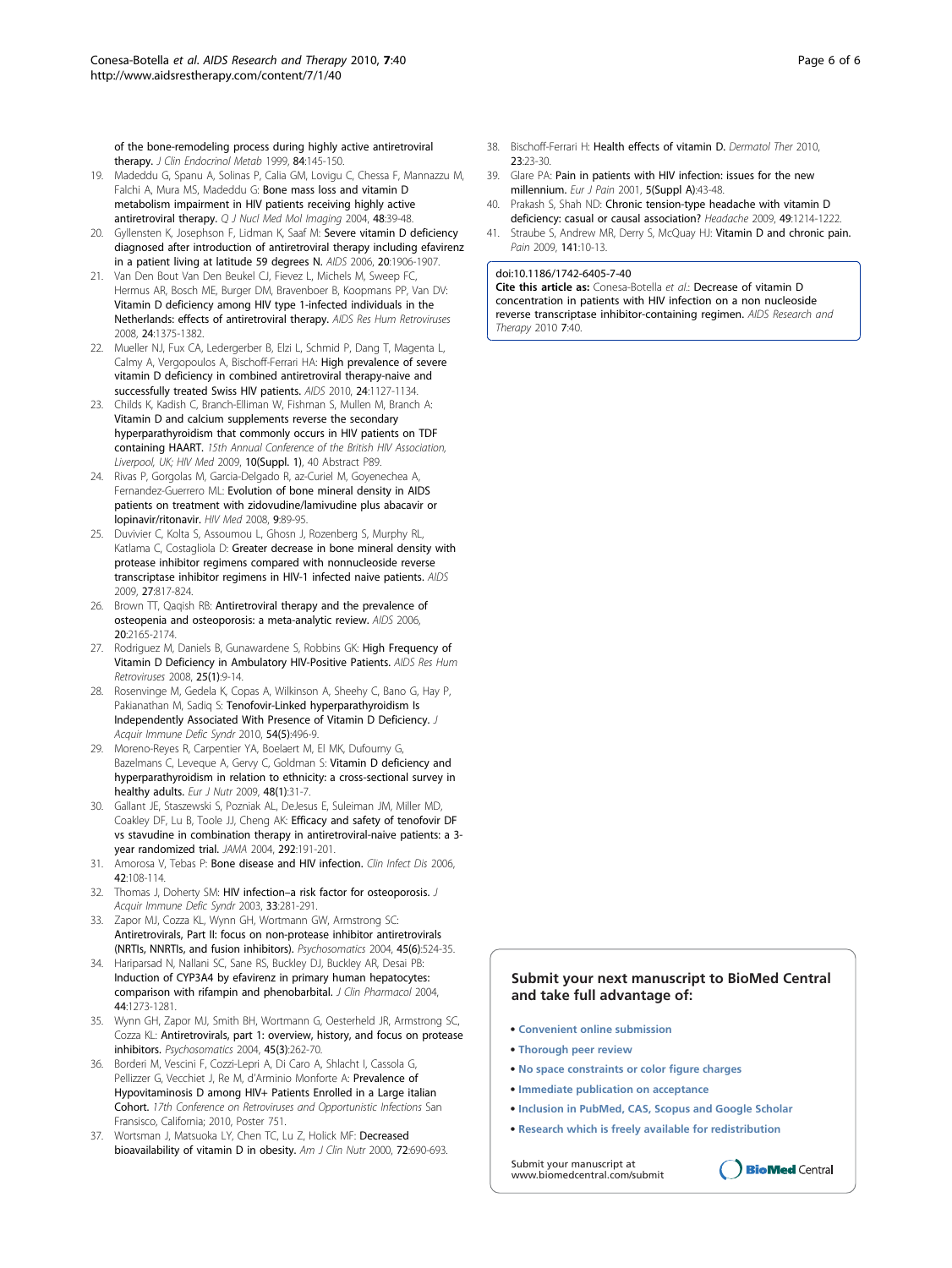of the bone-remodeling process during highly active antiretroviral therapy. *J Clin Endocrinol Metab* 1999, **84**:145-150.

19. Madeddu G, Spanu A, Solinas P, Calia GM, Lovigu C, Chessa F, Mannazzu M, Falchi A, Mura MS, Madeddu G: **Bone mass loss and vitamin D metabolism impairment in HIV patients receiving highly active antiretroviral therapy.** *Q J Nucl Med Mol Imaging* 2004, **48**:39-48.
20. Gyllensten K, Josephson F, Lidman K, Saaf M: **Severe vitamin D deficiency diagnosed after introduction of antiretroviral therapy including efavirenz in a patient living at latitude 59 degrees N.** *AIDS* 2006, **20**:1906-1907.
21. Van Den Bout Van Den Beukel CJ, Fievez L, Michels M, Sweep FC, Hermus AR, Bosch ME, Burger DM, Bravenboer B, Koopmans PP, Van DV: **Vitamin D deficiency among HIV type 1-infected individuals in the Netherlands: effects of antiretroviral therapy.** *AIDS Res Hum Retroviruses* 2008, **24**:1375-1382.
22. Mueller NJ, Fux CA, Ledergerber B, Elzi L, Schmid P, Dang T, Magenta L, Calmy A, Vergopoulos A, Bischoff-Ferrari HA: **High prevalence of severe vitamin D deficiency in combined antiretroviral therapy-naive and successfully treated Swiss HIV patients.** *AIDS* 2010, **24**:1127-1134.
23. Childs K, Kadish C, Branch-Elliman W, Fishman S, Mullen M, Branch A: **Vitamin D and calcium supplements reverse the secondary hyperparathyroidism that commonly occurs in HIV patients on TDF containing HAART.** *15th Annual Conference of the British HIV Association, Liverpool, UK; HIV Med* 2009, **10(Suppl. 1)**, 40 Abstract P89.
24. Rivas P, Gorgolas M, Garcia-Delgado R, az-Curiel M, Goyenechea A, Fernandez-Guerrero ML: **Evolution of bone mineral density in AIDS patients on treatment with zidovudine/lamivudine plus abacavir or lopinavir/ritonavir.** *HIV Med* 2008, **9**:89-95.
25. Duvivier C, Kolta S, Assoumou L, Ghosn J, Rozenberg S, Murphy RL, Katlama C, Costagliola D: **Greater decrease in bone mineral density with protease inhibitor regimens compared with nonnucleoside reverse transcriptase inhibitor regimens in HIV-1 infected naive patients.** *AIDS* 2009, **27**:817-824.
26. Brown TT, Qaqish RB: **Antiretroviral therapy and the prevalence of osteopenia and osteoporosis: a meta-analytic review.** *AIDS* 2006, **20**:2165-2174.
27. Rodriguez M, Daniels B, Gunawardene S, Robbins GK: **High Frequency of Vitamin D Deficiency in Ambulatory HIV-Positive Patients.** *AIDS Res Hum Retroviruses* 2008, **25(1)**:9-14.
28. Rosenvinge M, Gedela K, Copas A, Wilkinson A, Sheehy C, Bano G, Hay P, Pakianathan M, Sadiq S: **Tenofovir-Linked hyperparathyroidism Is Independently Associated With Presence of Vitamin D Deficiency.** *J Acquir Immune Defic Syndr* 2010, **54(5)**:496-9.
29. Moreno-Reyes R, Carpentier YA, Boelaert M, El MK, Dufourny G, Bazelmans C, Leveque A, Gervy C, Goldman S: **Vitamin D deficiency and hyperparathyroidism in relation to ethnicity: a cross-sectional survey in healthy adults.** *Eur J Nutr* 2009, **48(1)**:31-7.
30. Gallant JE, Staszewski S, Pozniak AL, DeJesus E, Suleiman JM, Miller MD, Coakley DF, Lu B, Toole JJ, Cheng AK: **Efficacy and safety of tenofovir DF vs stavudine in combination therapy in antiretroviral-naive patients: a 3-year randomized trial.** *JAMA* 2004, **292**:191-201.
31. Amorosa V, Tebas P: **Bone disease and HIV infection.** *Clin Infect Dis* 2006, **42**:108-114.
32. Thomas J, Doherty SM: **HIV infection–a risk factor for osteoporosis.** *J Acquir Immune Defic Syndr* 2003, **33**:281-291.
33. Zapor MJ, Cozza KL, Wynn GH, Wortmann GW, Armstrong SC: **Antiretrovirals, Part II: focus on non-protease inhibitor antiretrovirals (NRTIs, NNRTIs, and fusion inhibitors).** *Psychosomatics* 2004, **45(6)**:524-35.
34. Hariparsad N, Nallani SC, Sane RS, Buckley DJ, Buckley AR, Desai PB: **Induction of CYP3A4 by efavirenz in primary human hepatocytes: comparison with rifampin and phenobarbital.** *J Clin Pharmacol* 2004, **44**:1273-1281.
35. Wynn GH, Zapor MJ, Smith BH, Wortmann G, Oesterheld JR, Armstrong SC, Cozza KL: **Antiretrovirals, part 1: overview, history, and focus on protease inhibitors.** *Psychosomatics* 2004, **45(3)**:262-70.
36. Borderi M, Vescini F, Cozzi-Lepri A, Di Caro A, Shlacht I, Cassola G, Pellizzer G, Vecchiet J, Re M, d'Arminio Monforte A: **Prevalence of Hypovitaminosis D among HIV+ Patients Enrolled in a Large italian Cohort.** *17th Conference on Retroviruses and Opportunistic Infections* San Fransisco, California; 2010, Poster 751.
37. Wortsman J, Matsuoka LY, Chen TC, Lu Z, Holick MF: **Decreased bioavailability of vitamin D in obesity.** *Am J Clin Nutr* 2000, **72**:690-693.
38. Bischoff-Ferrari H: **Health effects of vitamin D.** *Dermatol Ther* 2010, **23**:23-30.
39. Glare PA: **Pain in patients with HIV infection: issues for the new millennium.** *Eur J Pain* 2001, **5(Suppl A)**:43-48.
40. Prakash S, Shah ND: **Chronic tension-type headache with vitamin D deficiency: casual or causal association?** *Headache* 2009, **49**:1214-1222.
41. Straube S, Andrew MR, Derry S, McQuay HJ: **Vitamin D and chronic pain.** *Pain* 2009, **141**:10-13.

doi:10.1186/1742-6405-7-40

**Cite this article as:** Conesa-Botella *et al.*: Decrease of vitamin D concentration in patients with HIV infection on a non nucleoside reverse transcriptase inhibitor-containing regimen. *AIDS Research and Therapy* 2010 **7**:40.

**Submit your next manuscript to BioMed Central and take full advantage of:**

- Convenient online submission
- Thorough peer review
- No space constraints or color figure charges
- Immediate publication on acceptance
- Inclusion in PubMed, CAS, Scopus and Google Scholar
- Research which is freely available for redistribution

Submit your manuscript at www.biomedcentral.com/submit

BioMed Central